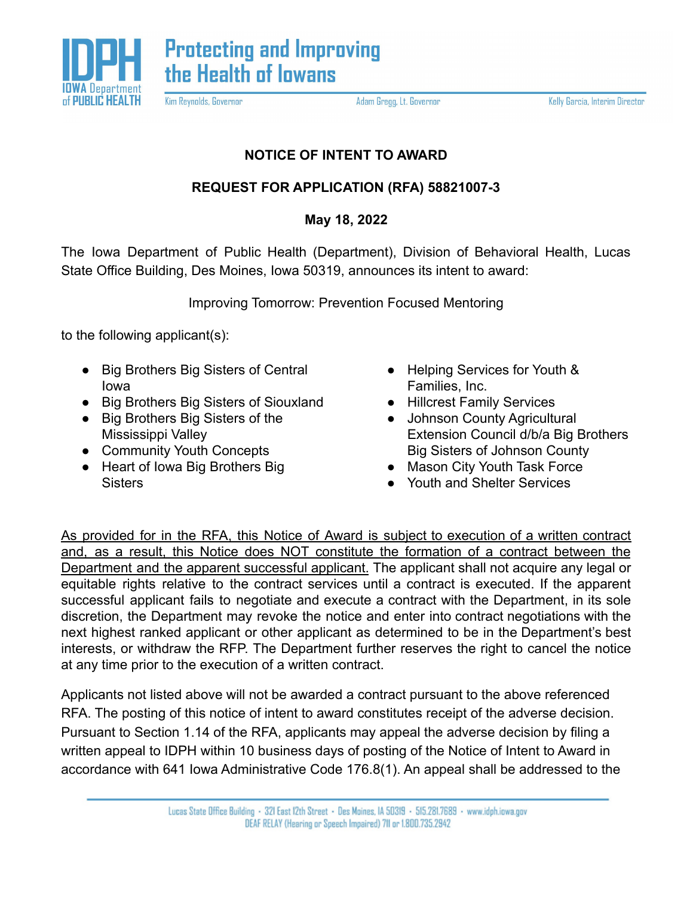IDPH Iowa Department of Public Health — Protecting and Improving the Health of Iowans

Kim Reynolds, Governor    Adam Gregg, Lt. Governor    Kelly Garcia, Interim Director

**NOTICE OF INTENT TO AWARD**

**REQUEST FOR APPLICATION (RFA) 58821007-3**

**May 18, 2022**

The Iowa Department of Public Health (Department), Division of Behavioral Health, Lucas State Office Building, Des Moines, Iowa 50319, announces its intent to award:

Improving Tomorrow: Prevention Focused Mentoring

to the following applicant(s):

- Big Brothers Big Sisters of Central Iowa
- Big Brothers Big Sisters of Siouxland
- Big Brothers Big Sisters of the Mississippi Valley
- Community Youth Concepts
- Heart of Iowa Big Brothers Big Sisters
- Helping Services for Youth & Families, Inc.
- Hillcrest Family Services
- Johnson County Agricultural Extension Council d/b/a Big Brothers Big Sisters of Johnson County
- Mason City Youth Task Force
- Youth and Shelter Services

<u>As provided for in the RFA, this Notice of Award is subject to execution of a written contract and, as a result, this Notice does NOT constitute the formation of a contract between the Department and the apparent successful applicant.</u> The applicant shall not acquire any legal or equitable rights relative to the contract services until a contract is executed. If the apparent successful applicant fails to negotiate and execute a contract with the Department, in its sole discretion, the Department may revoke the notice and enter into contract negotiations with the next highest ranked applicant or other applicant as determined to be in the Department's best interests, or withdraw the RFP. The Department further reserves the right to cancel the notice at any time prior to the execution of a written contract.

Applicants not listed above will not be awarded a contract pursuant to the above referenced RFA. The posting of this notice of intent to award constitutes receipt of the adverse decision. Pursuant to Section 1.14 of the RFA, applicants may appeal the adverse decision by filing a written appeal to IDPH within 10 business days of posting of the Notice of Intent to Award in accordance with 641 Iowa Administrative Code 176.8(1). An appeal shall be addressed to the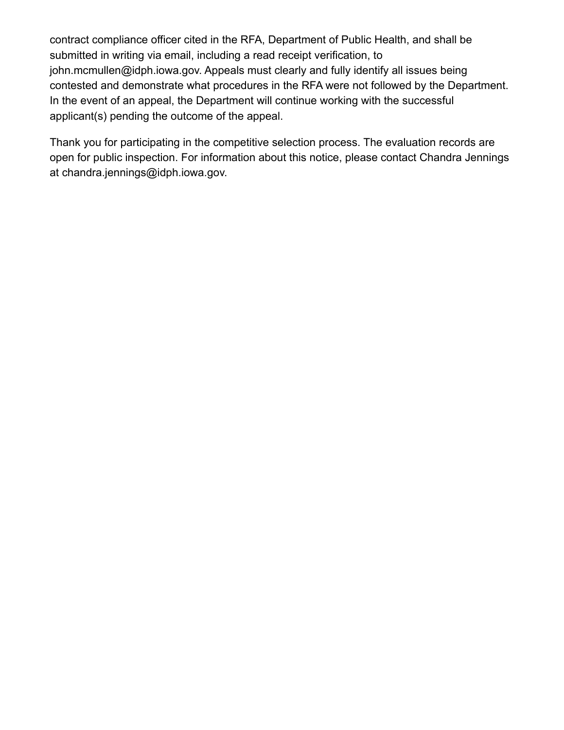contract compliance officer cited in the RFA, Department of Public Health, and shall be submitted in writing via email, including a read receipt verification, to john.mcmullen@idph.iowa.gov. Appeals must clearly and fully identify all issues being contested and demonstrate what procedures in the RFA were not followed by the Department. In the event of an appeal, the Department will continue working with the successful applicant(s) pending the outcome of the appeal.

Thank you for participating in the competitive selection process. The evaluation records are open for public inspection. For information about this notice, please contact Chandra Jennings at chandra.jennings@idph.iowa.gov.